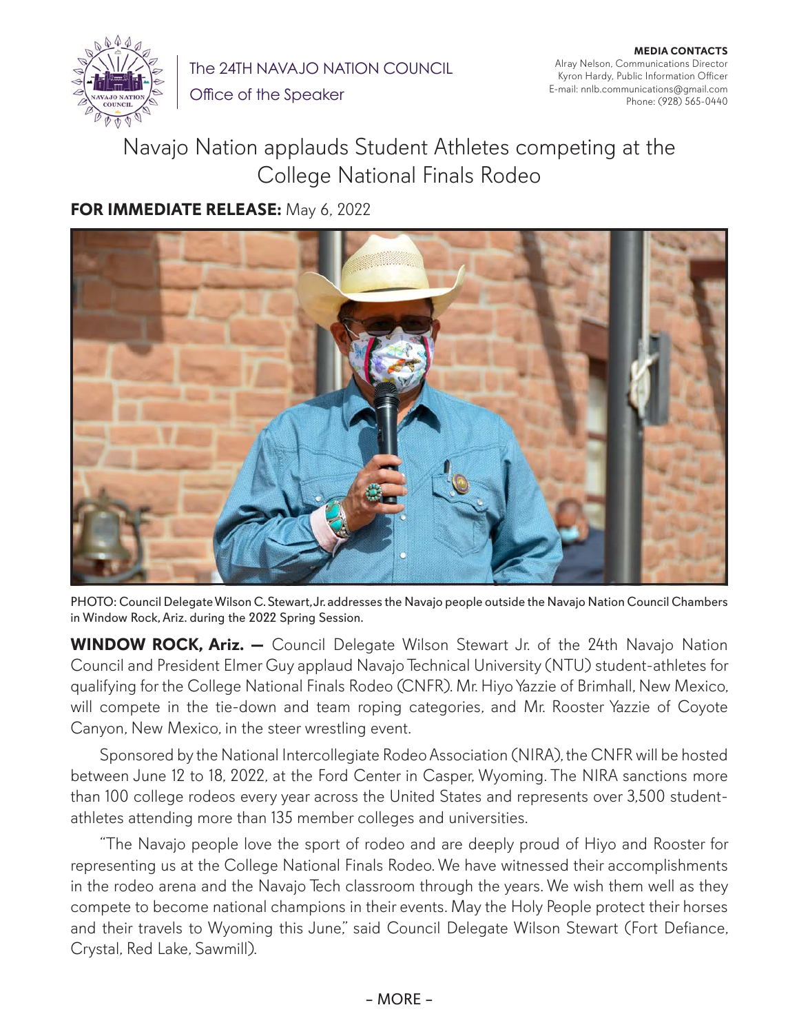The 24TH NAVAJO NATION COUNCIL
Office of the Speaker

**MEDIA CONTACTS**
Alray Nelson, Communications Director
Kyron Hardy, Public Information Officer
E-mail: nnlb.communications@gmail.com
Phone: (928) 565-0440

# Navajo Nation applauds Student Athletes competing at the College National Finals Rodeo

**FOR IMMEDIATE RELEASE:** May 6, 2022

PHOTO: Council Delegate Wilson C. Stewart, Jr. addresses the Navajo people outside the Navajo Nation Council Chambers in Window Rock, Ariz. during the 2022 Spring Session.

**WINDOW ROCK, Ariz. —** Council Delegate Wilson Stewart Jr. of the 24th Navajo Nation Council and President Elmer Guy applaud Navajo Technical University (NTU) student-athletes for qualifying for the College National Finals Rodeo (CNFR). Mr. Hiyo Yazzie of Brimhall, New Mexico, will compete in the tie-down and team roping categories, and Mr. Rooster Yazzie of Coyote Canyon, New Mexico, in the steer wrestling event.

Sponsored by the National Intercollegiate Rodeo Association (NIRA), the CNFR will be hosted between June 12 to 18, 2022, at the Ford Center in Casper, Wyoming. The NIRA sanctions more than 100 college rodeos every year across the United States and represents over 3,500 student-athletes attending more than 135 member colleges and universities.

"The Navajo people love the sport of rodeo and are deeply proud of Hiyo and Rooster for representing us at the College National Finals Rodeo. We have witnessed their accomplishments in the rodeo arena and the Navajo Tech classroom through the years. We wish them well as they compete to become national champions in their events. May the Holy People protect their horses and their travels to Wyoming this June," said Council Delegate Wilson Stewart (Fort Defiance, Crystal, Red Lake, Sawmill).

– MORE –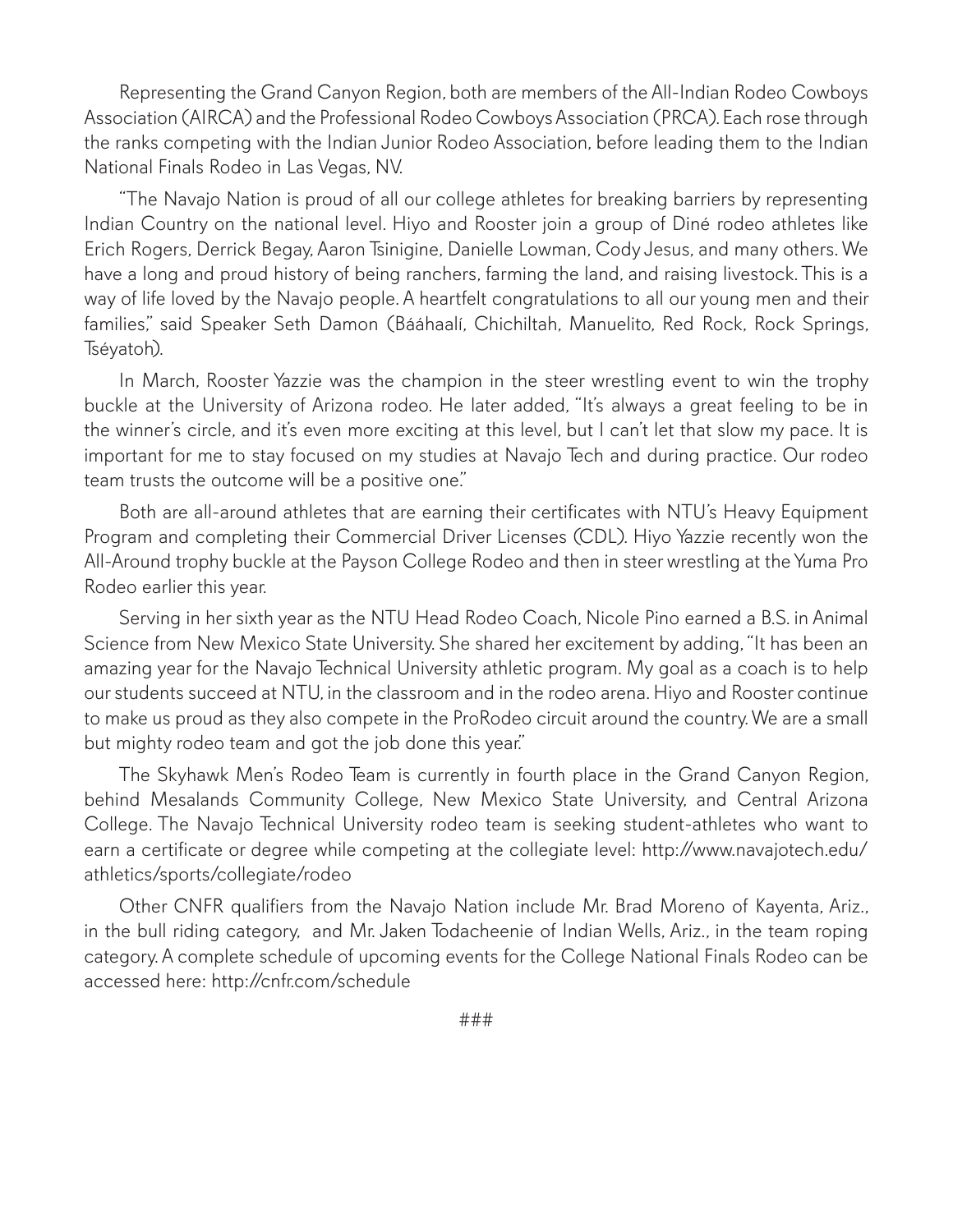Representing the Grand Canyon Region, both are members of the All-Indian Rodeo Cowboys Association (AIRCA) and the Professional Rodeo Cowboys Association (PRCA). Each rose through the ranks competing with the Indian Junior Rodeo Association, before leading them to the Indian National Finals Rodeo in Las Vegas, NV.

"The Navajo Nation is proud of all our college athletes for breaking barriers by representing Indian Country on the national level. Hiyo and Rooster join a group of Diné rodeo athletes like Erich Rogers, Derrick Begay, Aaron Tsinigine, Danielle Lowman, Cody Jesus, and many others. We have a long and proud history of being ranchers, farming the land, and raising livestock. This is a way of life loved by the Navajo people. A heartfelt congratulations to all our young men and their families," said Speaker Seth Damon (Bááhaalí, Chichiltah, Manuelito, Red Rock, Rock Springs, Tséyatoh).

In March, Rooster Yazzie was the champion in the steer wrestling event to win the trophy buckle at the University of Arizona rodeo. He later added, "It's always a great feeling to be in the winner's circle, and it's even more exciting at this level, but I can't let that slow my pace. It is important for me to stay focused on my studies at Navajo Tech and during practice. Our rodeo team trusts the outcome will be a positive one."

Both are all-around athletes that are earning their certificates with NTU's Heavy Equipment Program and completing their Commercial Driver Licenses (CDL). Hiyo Yazzie recently won the All-Around trophy buckle at the Payson College Rodeo and then in steer wrestling at the Yuma Pro Rodeo earlier this year.

Serving in her sixth year as the NTU Head Rodeo Coach, Nicole Pino earned a B.S. in Animal Science from New Mexico State University. She shared her excitement by adding, "It has been an amazing year for the Navajo Technical University athletic program. My goal as a coach is to help our students succeed at NTU, in the classroom and in the rodeo arena. Hiyo and Rooster continue to make us proud as they also compete in the ProRodeo circuit around the country. We are a small but mighty rodeo team and got the job done this year."

The Skyhawk Men's Rodeo Team is currently in fourth place in the Grand Canyon Region, behind Mesalands Community College, New Mexico State University, and Central Arizona College. The Navajo Technical University rodeo team is seeking student-athletes who want to earn a certificate or degree while competing at the collegiate level: http://www.navajotech.edu/athletics/sports/collegiate/rodeo

Other CNFR qualifiers from the Navajo Nation include Mr. Brad Moreno of Kayenta, Ariz., in the bull riding category, and Mr. Jaken Todacheenie of Indian Wells, Ariz., in the team roping category. A complete schedule of upcoming events for the College National Finals Rodeo can be accessed here: http://cnfr.com/schedule

###